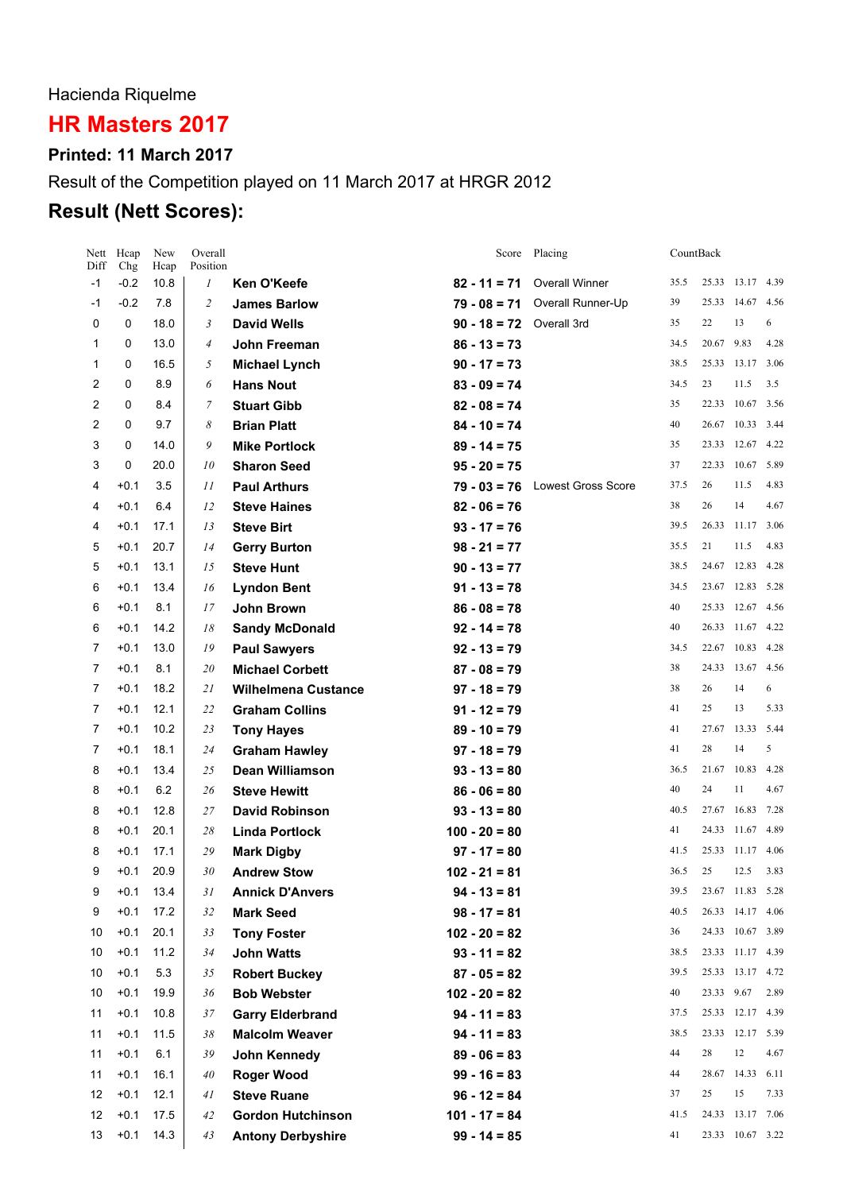Hacienda Riquelme

# HR Masters 2017

### Printed: 11 March 2017

Result of the Competition played on 11 March 2017 at HRGR 2012

## Result (Nett Scores):

| Nett Diff | Hcap Chg | New Hcap | Overall Position | | Score | Placing | CountBack | | | |
|---|---|---|---|---|---|---|---|---|---|---|
| -1 | -0.2 | 10.8 | *1* | **Ken O'Keefe** | **82 - 11 = 71** | Overall Winner | 35.5 | 25.33 | 13.17 | 4.39 |
| -1 | -0.2 | 7.8 | *2* | **James Barlow** | **79 - 08 = 71** | Overall Runner-Up | 39 | 25.33 | 14.67 | 4.56 |
| 0 | 0 | 18.0 | *3* | **David Wells** | **90 - 18 = 72** | Overall 3rd | 35 | 22 | 13 | 6 |
| 1 | 0 | 13.0 | *4* | **John Freeman** | **86 - 13 = 73** | | 34.5 | 20.67 | 9.83 | 4.28 |
| 1 | 0 | 16.5 | *5* | **Michael Lynch** | **90 - 17 = 73** | | 38.5 | 25.33 | 13.17 | 3.06 |
| 2 | 0 | 8.9 | *6* | **Hans Nout** | **83 - 09 = 74** | | 34.5 | 23 | 11.5 | 3.5 |
| 2 | 0 | 8.4 | *7* | **Stuart Gibb** | **82 - 08 = 74** | | 35 | 22.33 | 10.67 | 3.56 |
| 2 | 0 | 9.7 | *8* | **Brian Platt** | **84 - 10 = 74** | | 40 | 26.67 | 10.33 | 3.44 |
| 3 | 0 | 14.0 | *9* | **Mike Portlock** | **89 - 14 = 75** | | 35 | 23.33 | 12.67 | 4.22 |
| 3 | 0 | 20.0 | *10* | **Sharon Seed** | **95 - 20 = 75** | | 37 | 22.33 | 10.67 | 5.89 |
| 4 | +0.1 | 3.5 | *11* | **Paul Arthurs** | **79 - 03 = 76** | Lowest Gross Score | 37.5 | 26 | 11.5 | 4.83 |
| 4 | +0.1 | 6.4 | *12* | **Steve Haines** | **82 - 06 = 76** | | 38 | 26 | 14 | 4.67 |
| 4 | +0.1 | 17.1 | *13* | **Steve Birt** | **93 - 17 = 76** | | 39.5 | 26.33 | 11.17 | 3.06 |
| 5 | +0.1 | 20.7 | *14* | **Gerry Burton** | **98 - 21 = 77** | | 35.5 | 21 | 11.5 | 4.83 |
| 5 | +0.1 | 13.1 | *15* | **Steve Hunt** | **90 - 13 = 77** | | 38.5 | 24.67 | 12.83 | 4.28 |
| 6 | +0.1 | 13.4 | *16* | **Lyndon Bent** | **91 - 13 = 78** | | 34.5 | 23.67 | 12.83 | 5.28 |
| 6 | +0.1 | 8.1 | *17* | **John Brown** | **86 - 08 = 78** | | 40 | 25.33 | 12.67 | 4.56 |
| 6 | +0.1 | 14.2 | *18* | **Sandy McDonald** | **92 - 14 = 78** | | 40 | 26.33 | 11.67 | 4.22 |
| 7 | +0.1 | 13.0 | *19* | **Paul Sawyers** | **92 - 13 = 79** | | 34.5 | 22.67 | 10.83 | 4.28 |
| 7 | +0.1 | 8.1 | *20* | **Michael Corbett** | **87 - 08 = 79** | | 38 | 24.33 | 13.67 | 4.56 |
| 7 | +0.1 | 18.2 | *21* | **Wilhelmena Custance** | **97 - 18 = 79** | | 38 | 26 | 14 | 6 |
| 7 | +0.1 | 12.1 | *22* | **Graham Collins** | **91 - 12 = 79** | | 41 | 25 | 13 | 5.33 |
| 7 | +0.1 | 10.2 | *23* | **Tony Hayes** | **89 - 10 = 79** | | 41 | 27.67 | 13.33 | 5.44 |
| 7 | +0.1 | 18.1 | *24* | **Graham Hawley** | **97 - 18 = 79** | | 41 | 28 | 14 | 5 |
| 8 | +0.1 | 13.4 | *25* | **Dean Williamson** | **93 - 13 = 80** | | 36.5 | 21.67 | 10.83 | 4.28 |
| 8 | +0.1 | 6.2 | *26* | **Steve Hewitt** | **86 - 06 = 80** | | 40 | 24 | 11 | 4.67 |
| 8 | +0.1 | 12.8 | *27* | **David Robinson** | **93 - 13 = 80** | | 40.5 | 27.67 | 16.83 | 7.28 |
| 8 | +0.1 | 20.1 | *28* | **Linda Portlock** | **100 - 20 = 80** | | 41 | 24.33 | 11.67 | 4.89 |
| 8 | +0.1 | 17.1 | *29* | **Mark Digby** | **97 - 17 = 80** | | 41.5 | 25.33 | 11.17 | 4.06 |
| 9 | +0.1 | 20.9 | *30* | **Andrew Stow** | **102 - 21 = 81** | | 36.5 | 25 | 12.5 | 3.83 |
| 9 | +0.1 | 13.4 | *31* | **Annick D'Anvers** | **94 - 13 = 81** | | 39.5 | 23.67 | 11.83 | 5.28 |
| 9 | +0.1 | 17.2 | *32* | **Mark Seed** | **98 - 17 = 81** | | 40.5 | 26.33 | 14.17 | 4.06 |
| 10 | +0.1 | 20.1 | *33* | **Tony Foster** | **102 - 20 = 82** | | 36 | 24.33 | 10.67 | 3.89 |
| 10 | +0.1 | 11.2 | *34* | **John Watts** | **93 - 11 = 82** | | 38.5 | 23.33 | 11.17 | 4.39 |
| 10 | +0.1 | 5.3 | *35* | **Robert Buckey** | **87 - 05 = 82** | | 39.5 | 25.33 | 13.17 | 4.72 |
| 10 | +0.1 | 19.9 | *36* | **Bob Webster** | **102 - 20 = 82** | | 40 | 23.33 | 9.67 | 2.89 |
| 11 | +0.1 | 10.8 | *37* | **Garry Elderbrand** | **94 - 11 = 83** | | 37.5 | 25.33 | 12.17 | 4.39 |
| 11 | +0.1 | 11.5 | *38* | **Malcolm Weaver** | **94 - 11 = 83** | | 38.5 | 23.33 | 12.17 | 5.39 |
| 11 | +0.1 | 6.1 | *39* | **John Kennedy** | **89 - 06 = 83** | | 44 | 28 | 12 | 4.67 |
| 11 | +0.1 | 16.1 | *40* | **Roger Wood** | **99 - 16 = 83** | | 44 | 28.67 | 14.33 | 6.11 |
| 12 | +0.1 | 12.1 | *41* | **Steve Ruane** | **96 - 12 = 84** | | 37 | 25 | 15 | 7.33 |
| 12 | +0.1 | 17.5 | *42* | **Gordon Hutchinson** | **101 - 17 = 84** | | 41.5 | 24.33 | 13.17 | 7.06 |
| 13 | +0.1 | 14.3 | *43* | **Antony Derbyshire** | **99 - 14 = 85** | | 41 | 23.33 | 10.67 | 3.22 |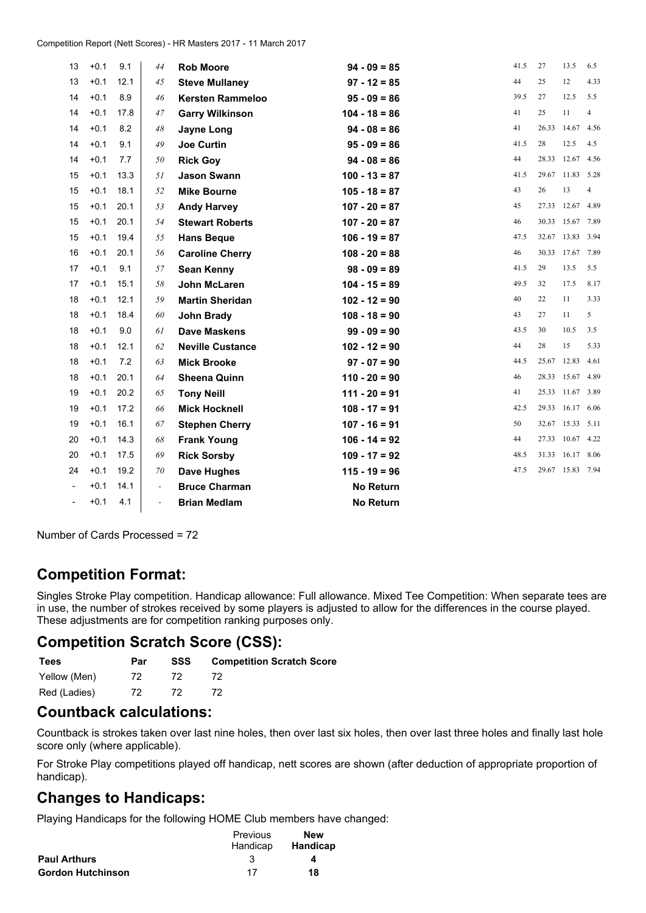| | | | | | | | | | |
|---|---|---|---|---|---|---|---|---|---|
| 13 | +0.1 | 9.1 | 44 | **Rob Moore** | **94 - 09 = 85** | 41.5 | 27 | 13.5 | 6.5 |
| 13 | +0.1 | 12.1 | 45 | **Steve Mullaney** | **97 - 12 = 85** | 44 | 25 | 12 | 4.33 |
| 14 | +0.1 | 8.9 | 46 | **Kersten Rammeloo** | **95 - 09 = 86** | 39.5 | 27 | 12.5 | 5.5 |
| 14 | +0.1 | 17.8 | 47 | **Garry Wilkinson** | **104 - 18 = 86** | 41 | 25 | 11 | 4 |
| 14 | +0.1 | 8.2 | 48 | **Jayne Long** | **94 - 08 = 86** | 41 | 26.33 | 14.67 | 4.56 |
| 14 | +0.1 | 9.1 | 49 | **Joe Curtin** | **95 - 09 = 86** | 41.5 | 28 | 12.5 | 4.5 |
| 14 | +0.1 | 7.7 | 50 | **Rick Goy** | **94 - 08 = 86** | 44 | 28.33 | 12.67 | 4.56 |
| 15 | +0.1 | 13.3 | 51 | **Jason Swann** | **100 - 13 = 87** | 41.5 | 29.67 | 11.83 | 5.28 |
| 15 | +0.1 | 18.1 | 52 | **Mike Bourne** | **105 - 18 = 87** | 43 | 26 | 13 | 4 |
| 15 | +0.1 | 20.1 | 53 | **Andy Harvey** | **107 - 20 = 87** | 45 | 27.33 | 12.67 | 4.89 |
| 15 | +0.1 | 20.1 | 54 | **Stewart Roberts** | **107 - 20 = 87** | 46 | 30.33 | 15.67 | 7.89 |
| 15 | +0.1 | 19.4 | 55 | **Hans Beque** | **106 - 19 = 87** | 47.5 | 32.67 | 13.83 | 3.94 |
| 16 | +0.1 | 20.1 | 56 | **Caroline Cherry** | **108 - 20 = 88** | 46 | 30.33 | 17.67 | 7.89 |
| 17 | +0.1 | 9.1 | 57 | **Sean Kenny** | **98 - 09 = 89** | 41.5 | 29 | 13.5 | 5.5 |
| 17 | +0.1 | 15.1 | 58 | **John McLaren** | **104 - 15 = 89** | 49.5 | 32 | 17.5 | 8.17 |
| 18 | +0.1 | 12.1 | 59 | **Martin Sheridan** | **102 - 12 = 90** | 40 | 22 | 11 | 3.33 |
| 18 | +0.1 | 18.4 | 60 | **John Brady** | **108 - 18 = 90** | 43 | 27 | 11 | 5 |
| 18 | +0.1 | 9.0 | 61 | **Dave Maskens** | **99 - 09 = 90** | 43.5 | 30 | 10.5 | 3.5 |
| 18 | +0.1 | 12.1 | 62 | **Neville Custance** | **102 - 12 = 90** | 44 | 28 | 15 | 5.33 |
| 18 | +0.1 | 7.2 | 63 | **Mick Brooke** | **97 - 07 = 90** | 44.5 | 25.67 | 12.83 | 4.61 |
| 18 | +0.1 | 20.1 | 64 | **Sheena Quinn** | **110 - 20 = 90** | 46 | 28.33 | 15.67 | 4.89 |
| 19 | +0.1 | 20.2 | 65 | **Tony Neill** | **111 - 20 = 91** | 41 | 25.33 | 11.67 | 3.89 |
| 19 | +0.1 | 17.2 | 66 | **Mick Hocknell** | **108 - 17 = 91** | 42.5 | 29.33 | 16.17 | 6.06 |
| 19 | +0.1 | 16.1 | 67 | **Stephen Cherry** | **107 - 16 = 91** | 50 | 32.67 | 15.33 | 5.11 |
| 20 | +0.1 | 14.3 | 68 | **Frank Young** | **106 - 14 = 92** | 44 | 27.33 | 10.67 | 4.22 |
| 20 | +0.1 | 17.5 | 69 | **Rick Sorsby** | **109 - 17 = 92** | 48.5 | 31.33 | 16.17 | 8.06 |
| 24 | +0.1 | 19.2 | 70 | **Dave Hughes** | **115 - 19 = 96** | 47.5 | 29.67 | 15.83 | 7.94 |
| - | +0.1 | 14.1 | - | **Bruce Charman** | **No Return** | | | | |
| - | +0.1 | 4.1 | - | **Brian Medlam** | **No Return** | | | | |

Number of Cards Processed = 72

## Competition Format:

Singles Stroke Play competition. Handicap allowance: Full allowance. Mixed Tee Competition: When separate tees are in use, the number of strokes received by some players is adjusted to allow for the differences in the course played. These adjustments are for competition ranking purposes only.

## Competition Scratch Score (CSS):

| Tees | Par | SSS | Competition Scratch Score |
|---|---|---|---|
| Yellow (Men) | 72 | 72 | 72 |
| Red (Ladies) | 72 | 72 | 72 |

## Countback calculations:

Countback is strokes taken over last nine holes, then over last six holes, then over last three holes and finally last hole score only (where applicable).

For Stroke Play competitions played off handicap, nett scores are shown (after deduction of appropriate proportion of handicap).

## Changes to Handicaps:

Playing Handicaps for the following HOME Club members have changed:

| | Previous Handicap | **New Handicap** |
|---|---|---|
| **Paul Arthurs** | 3 | **4** |
| **Gordon Hutchinson** | 17 | **18** |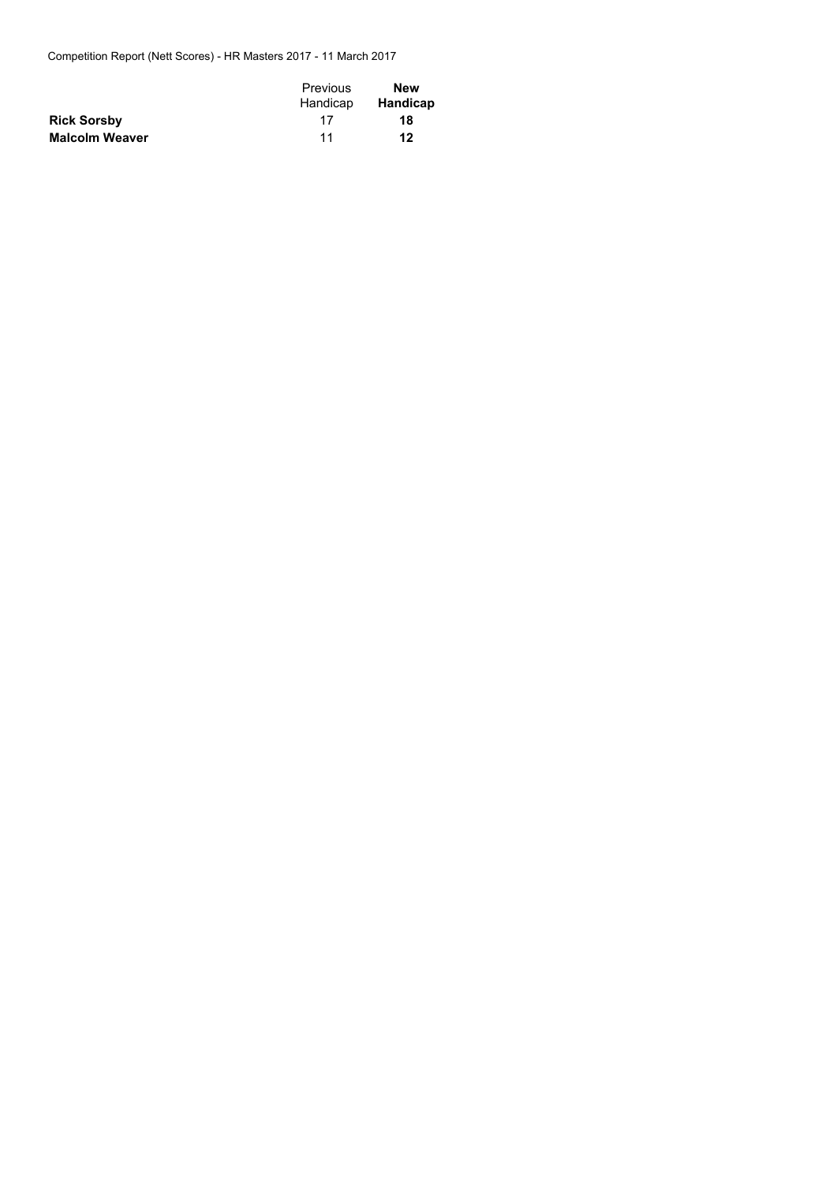Competition Report (Nett Scores) - HR Masters 2017 - 11 March 2017

| | Previous Handicap | **New Handicap** |
|---|---|---|
| **Rick Sorsby** | 17 | **18** |
| **Malcolm Weaver** | 11 | **12** |